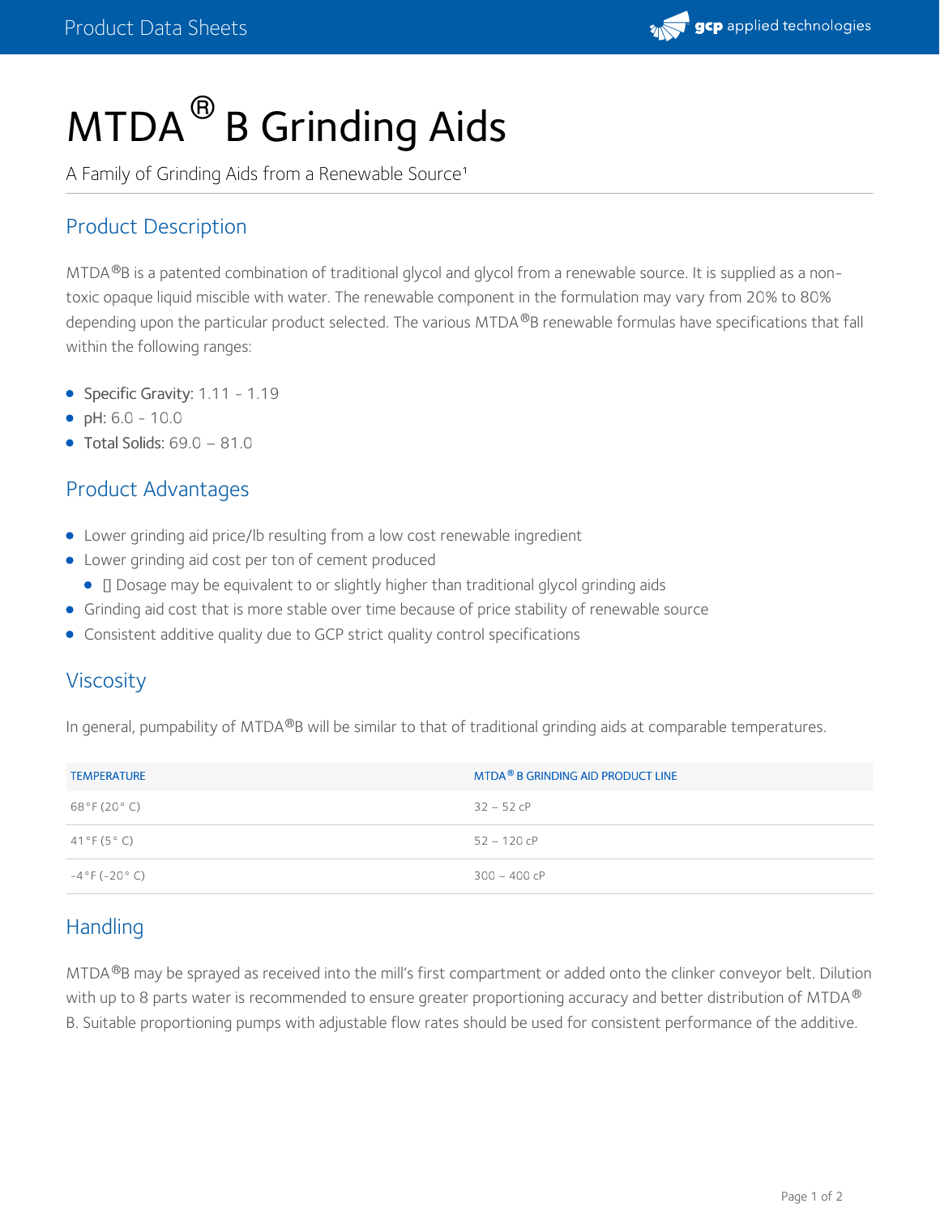# MTDA® B Grinding Aids

A Family of Grinding Aids from a Renewable Source[1]

## Product Description

MTDA®B is a patented combination of traditional glycol and glycol from a renewable source. It is supplied as a non-toxic opaque liquid miscible with water. The renewable component in the formulation may vary from 20% to 80% depending upon the particular product selected. The various MTDA®B renewable formulas have specifications that fall within the following ranges:

- Specific Gravity: 1.11 - 1.19
- pH: 6.0 - 10.0
- Total Solids: 69.0 – 81.0

## Product Advantages

- Lower grinding aid price/lb resulting from a low cost renewable ingredient
- Lower grinding aid cost per ton of cement produced
  - Dosage may be equivalent to or slightly higher than traditional glycol grinding aids
- Grinding aid cost that is more stable over time because of price stability of renewable source
- Consistent additive quality due to GCP strict quality control specifications

## Viscosity

In general, pumpability of MTDA®B will be similar to that of traditional grinding aids at comparable temperatures.

| TEMPERATURE | MTDA® B GRINDING AID PRODUCT LINE |
| --- | --- |
| 68°F (20° C) | 32 – 52 cP |
| 41°F (5° C) | 52 – 120 cP |
| -4°F (-20° C) | 300 – 400 cP |

## Handling

MTDA®B may be sprayed as received into the mill's first compartment or added onto the clinker conveyor belt. Dilution with up to 8 parts water is recommended to ensure greater proportioning accuracy and better distribution of MTDA® B. Suitable proportioning pumps with adjustable flow rates should be used for consistent performance of the additive.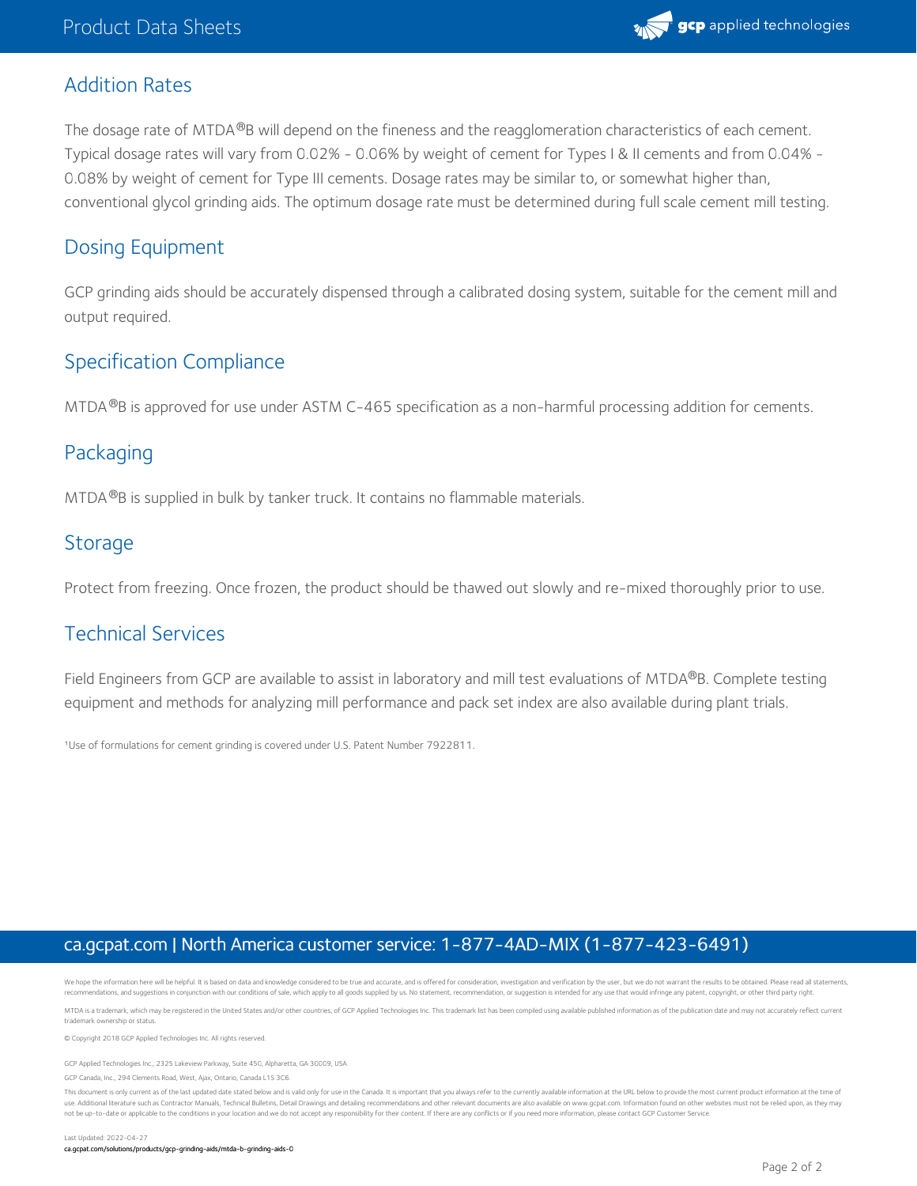## Addition Rates

The dosage rate of MTDA®B will depend on the fineness and the reagglomeration characteristics of each cement. Typical dosage rates will vary from 0.02% - 0.06% by weight of cement for Types I & II cements and from 0.04% - 0.08% by weight of cement for Type III cements. Dosage rates may be similar to, or somewhat higher than, conventional glycol grinding aids. The optimum dosage rate must be determined during full scale cement mill testing.

## Dosing Equipment

GCP grinding aids should be accurately dispensed through a calibrated dosing system, suitable for the cement mill and output required.

## Specification Compliance

MTDA®B is approved for use under ASTM C-465 specification as a non-harmful processing addition for cements.

## Packaging

MTDA®B is supplied in bulk by tanker truck. It contains no flammable materials.

## Storage

Protect from freezing. Once frozen, the product should be thawed out slowly and re-mixed thoroughly prior to use.

## Technical Services

Field Engineers from GCP are available to assist in laboratory and mill test evaluations of MTDA®B. Complete testing equipment and methods for analyzing mill performance and pack set index are also available during plant trials.

[1]Use of formulations for cement grinding is covered under U.S. Patent Number 7922811.

**ca.gcpat.com | North America customer service: 1-877-4AD-MIX (1-877-423-6491)**

We hope the information here will be helpful. It is based on data and knowledge considered to be true and accurate, and is offered for consideration, investigation and verification by the user, but we do not warrant the results to be obtained. Please read all statements, recommendations, and suggestions in conjunction with our conditions of sale, which apply to all goods supplied by us. No statement, recommendation, or suggestion is intended for any use that would infringe any patent, copyright, or other third party right.

MTDA is a trademark, which may be registered in the United States and/or other countries, of GCP Applied Technologies Inc. This trademark list has been compiled using available published information as of the publication date and may not accurately reflect current trademark ownership or status.

© Copyright 2018 GCP Applied Technologies Inc. All rights reserved.

GCP Applied Technologies Inc., 2325 Lakeview Parkway, Suite 450, Alpharetta, GA 30009, USA

GCP Canada, Inc., 294 Clements Road, West, Ajax, Ontario, Canada L1S 3C6.

This document is only current as of the last updated date stated below and is valid only for use in the Canada. It is important that you always refer to the currently available information at the URL below to provide the most current product information at the time of use. Additional literature such as Contractor Manuals, Technical Bulletins, Detail Drawings and detailing recommendations and other relevant documents are also available on www.gcpat.com. Information found on other websites must not be relied upon, as they may not be up-to-date or applicable to the conditions in your location and we do not accept any responsibility for their content. If there are any conflicts or if you need more information, please contact GCP Customer Service.

Last Updated: 2022-04-27

ca.gcpat.com/solutions/products/gcp-grinding-aids/mtda-b-grinding-aids-0